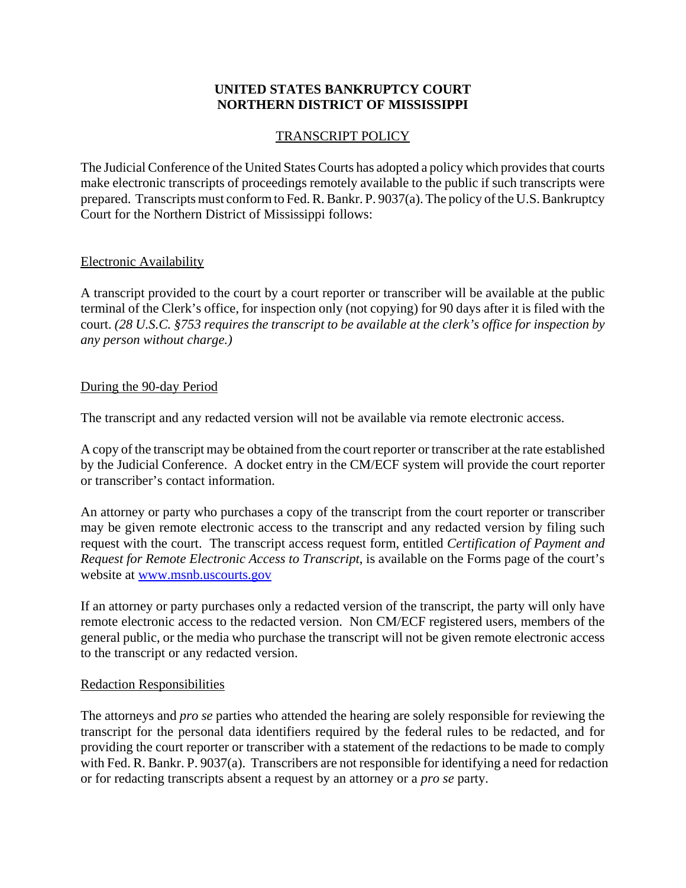# UNITED STATES BANKRUPTCY COURT
# NORTHERN DISTRICT OF MISSISSIPPI

## TRANSCRIPT POLICY

The Judicial Conference of the United States Courts has adopted a policy which provides that courts make electronic transcripts of proceedings remotely available to the public if such transcripts were prepared. Transcripts must conform to Fed. R. Bankr. P. 9037(a). The policy of the U.S. Bankruptcy Court for the Northern District of Mississippi follows:

### Electronic Availability

A transcript provided to the court by a court reporter or transcriber will be available at the public terminal of the Clerk's office, for inspection only (not copying) for 90 days after it is filed with the court. *(28 U.S.C. §753 requires the transcript to be available at the clerk's office for inspection by any person without charge.)*

### During the 90-day Period

The transcript and any redacted version will not be available via remote electronic access.

A copy of the transcript may be obtained from the court reporter or transcriber at the rate established by the Judicial Conference. A docket entry in the CM/ECF system will provide the court reporter or transcriber's contact information.

An attorney or party who purchases a copy of the transcript from the court reporter or transcriber may be given remote electronic access to the transcript and any redacted version by filing such request with the court. The transcript access request form, entitled *Certification of Payment and Request for Remote Electronic Access to Transcript*, is available on the Forms page of the court's website at [www.msnb.uscourts.gov](http://www.msnb.uscourts.gov)

If an attorney or party purchases only a redacted version of the transcript, the party will only have remote electronic access to the redacted version. Non CM/ECF registered users, members of the general public, or the media who purchase the transcript will not be given remote electronic access to the transcript or any redacted version.

### Redaction Responsibilities

The attorneys and *pro se* parties who attended the hearing are solely responsible for reviewing the transcript for the personal data identifiers required by the federal rules to be redacted, and for providing the court reporter or transcriber with a statement of the redactions to be made to comply with Fed. R. Bankr. P. 9037(a). Transcribers are not responsible for identifying a need for redaction or for redacting transcripts absent a request by an attorney or a *pro se* party.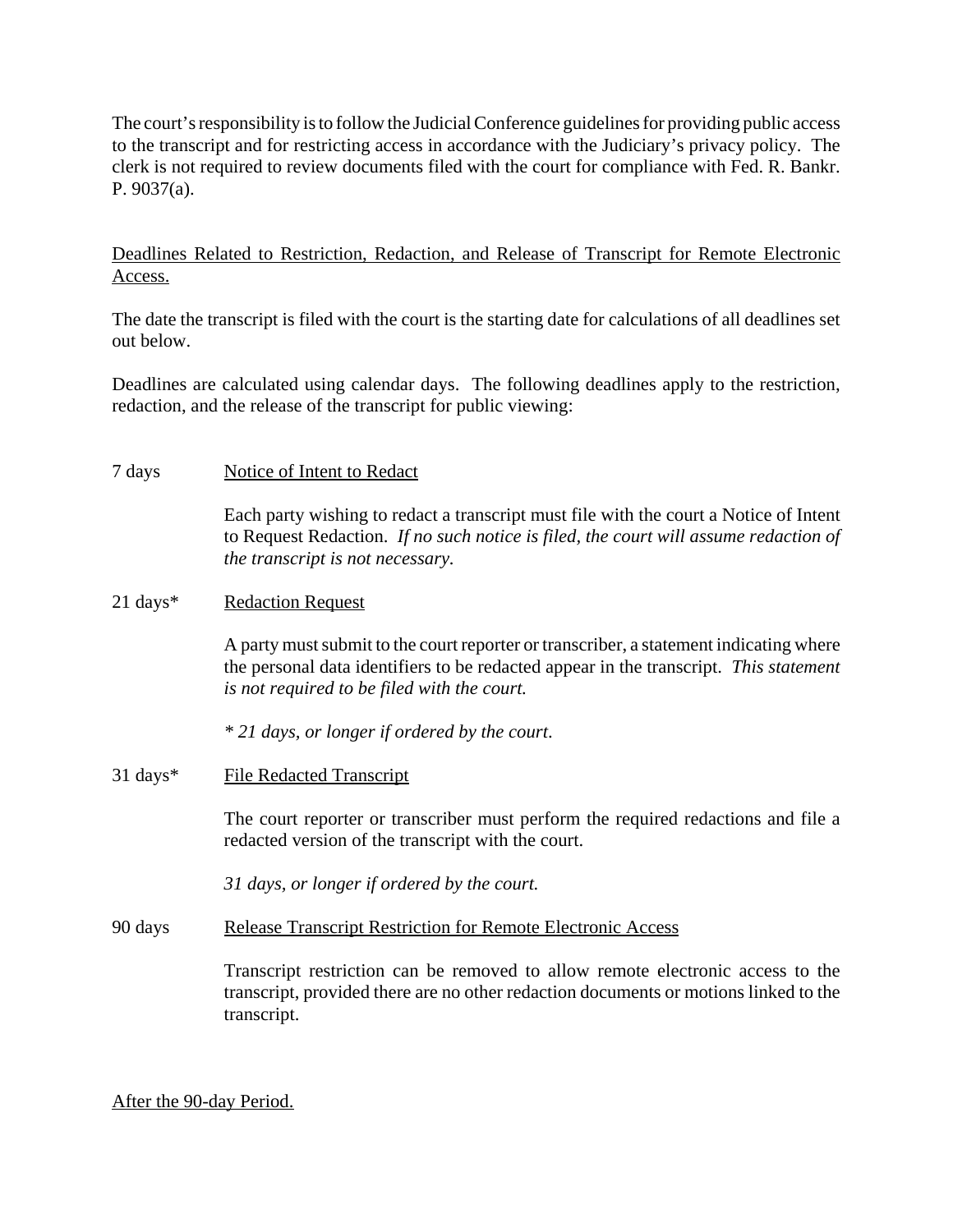The court's responsibility is to follow the Judicial Conference guidelines for providing public access to the transcript and for restricting access in accordance with the Judiciary's privacy policy. The clerk is not required to review documents filed with the court for compliance with Fed. R. Bankr. P. 9037(a).

<u>Deadlines Related to Restriction, Redaction, and Release of Transcript for Remote Electronic Access.</u>

The date the transcript is filed with the court is the starting date for calculations of all deadlines set out below.

Deadlines are calculated using calendar days. The following deadlines apply to the restriction, redaction, and the release of the transcript for public viewing:

7 days — <u>Notice of Intent to Redact</u>

Each party wishing to redact a transcript must file with the court a Notice of Intent to Request Redaction. *If no such notice is filed, the court will assume redaction of the transcript is not necessary.*

21 days* — <u>Redaction Request</u>

A party must submit to the court reporter or transcriber, a statement indicating where the personal data identifiers to be redacted appear in the transcript. *This statement is not required to be filed with the court.*

*\* 21 days, or longer if ordered by the court.*

31 days* — <u>File Redacted Transcript</u>

The court reporter or transcriber must perform the required redactions and file a redacted version of the transcript with the court.

*31 days, or longer if ordered by the court.*

90 days — <u>Release Transcript Restriction for Remote Electronic Access</u>

Transcript restriction can be removed to allow remote electronic access to the transcript, provided there are no other redaction documents or motions linked to the transcript.

<u>After the 90-day Period.</u>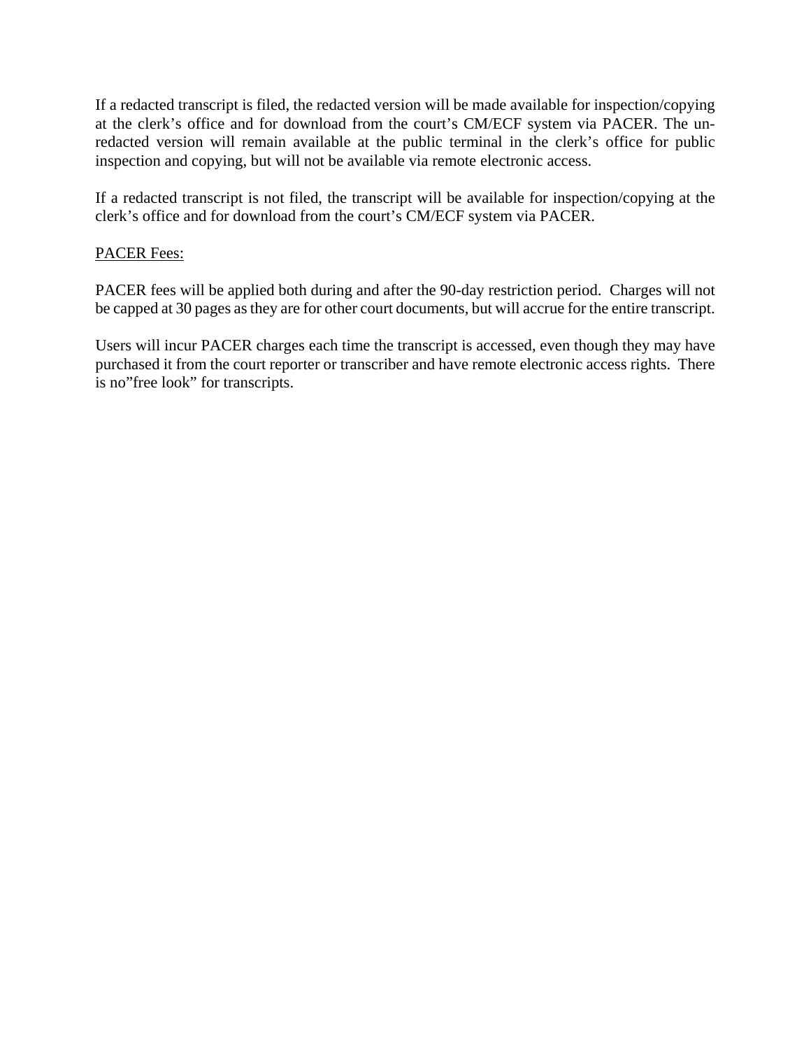If a redacted transcript is filed, the redacted version will be made available for inspection/copying at the clerk's office and for download from the court's CM/ECF system via PACER. The un-redacted version will remain available at the public terminal in the clerk's office for public inspection and copying, but will not be available via remote electronic access.

If a redacted transcript is not filed, the transcript will be available for inspection/copying at the clerk's office and for download from the court's CM/ECF system via PACER.

<u>PACER Fees:</u>

PACER fees will be applied both during and after the 90-day restriction period. Charges will not be capped at 30 pages as they are for other court documents, but will accrue for the entire transcript.

Users will incur PACER charges each time the transcript is accessed, even though they may have purchased it from the court reporter or transcriber and have remote electronic access rights. There is no"free look" for transcripts.